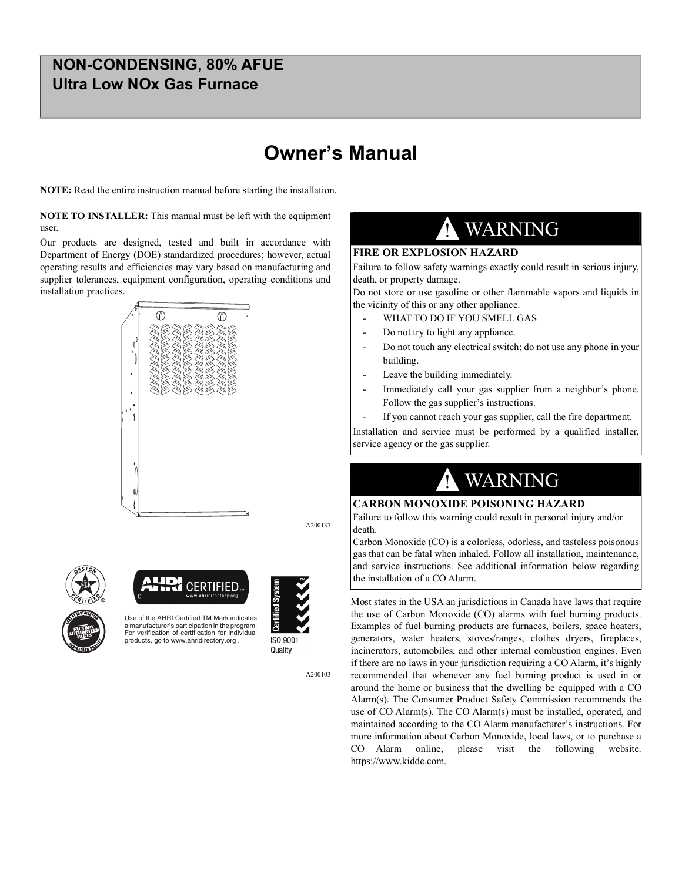**NON-CONDENSING, 80% AFUE**
**Ultra Low NOx Gas Furnace**

# Owner's Manual

**NOTE:** Read the entire instruction manual before starting the installation.

**NOTE TO INSTALLER:** This manual must be left with the equipment user.

Our products are designed, tested and built in accordance with Department of Energy (DOE) standardized procedures; however, actual operating results and efficiencies may vary based on manufacturing and supplier tolerances, equipment configuration, operating conditions and installation practices.

A200137

Use of the AHRI Certified TM Mark indicates a manufacturer's participation in the program. For verification of certification for individual products, go to www.ahridirectory.org .

A200103

## ! WARNING

**FIRE OR EXPLOSION HAZARD**

Failure to follow safety warnings exactly could result in serious injury, death, or property damage.

Do not store or use gasoline or other flammable vapors and liquids in the vicinity of this or any other appliance.

- WHAT TO DO IF YOU SMELL GAS
- Do not try to light any appliance.
- Do not touch any electrical switch; do not use any phone in your building.
- Leave the building immediately.
- Immediately call your gas supplier from a neighbor's phone. Follow the gas supplier's instructions.
- If you cannot reach your gas supplier, call the fire department.

Installation and service must be performed by a qualified installer, service agency or the gas supplier.

## ! WARNING

**CARBON MONOXIDE POISONING HAZARD**

Failure to follow this warning could result in personal injury and/or death.

Carbon Monoxide (CO) is a colorless, odorless, and tasteless poisonous gas that can be fatal when inhaled. Follow all installation, maintenance, and service instructions. See additional information below regarding the installation of a CO Alarm.

Most states in the USA an jurisdictions in Canada have laws that require the use of Carbon Monoxide (CO) alarms with fuel burning products. Examples of fuel burning products are furnaces, boilers, space heaters, generators, water heaters, stoves/ranges, clothes dryers, fireplaces, incinerators, automobiles, and other internal combustion engines. Even if there are no laws in your jurisdiction requiring a CO Alarm, it's highly recommended that whenever any fuel burning product is used in or around the home or business that the dwelling be equipped with a CO Alarm(s). The Consumer Product Safety Commission recommends the use of CO Alarm(s). The CO Alarm(s) must be installed, operated, and maintained according to the CO Alarm manufacturer's instructions. For more information about Carbon Monoxide, local laws, or to purchase a CO Alarm online, please visit the following website. https://www.kidde.com.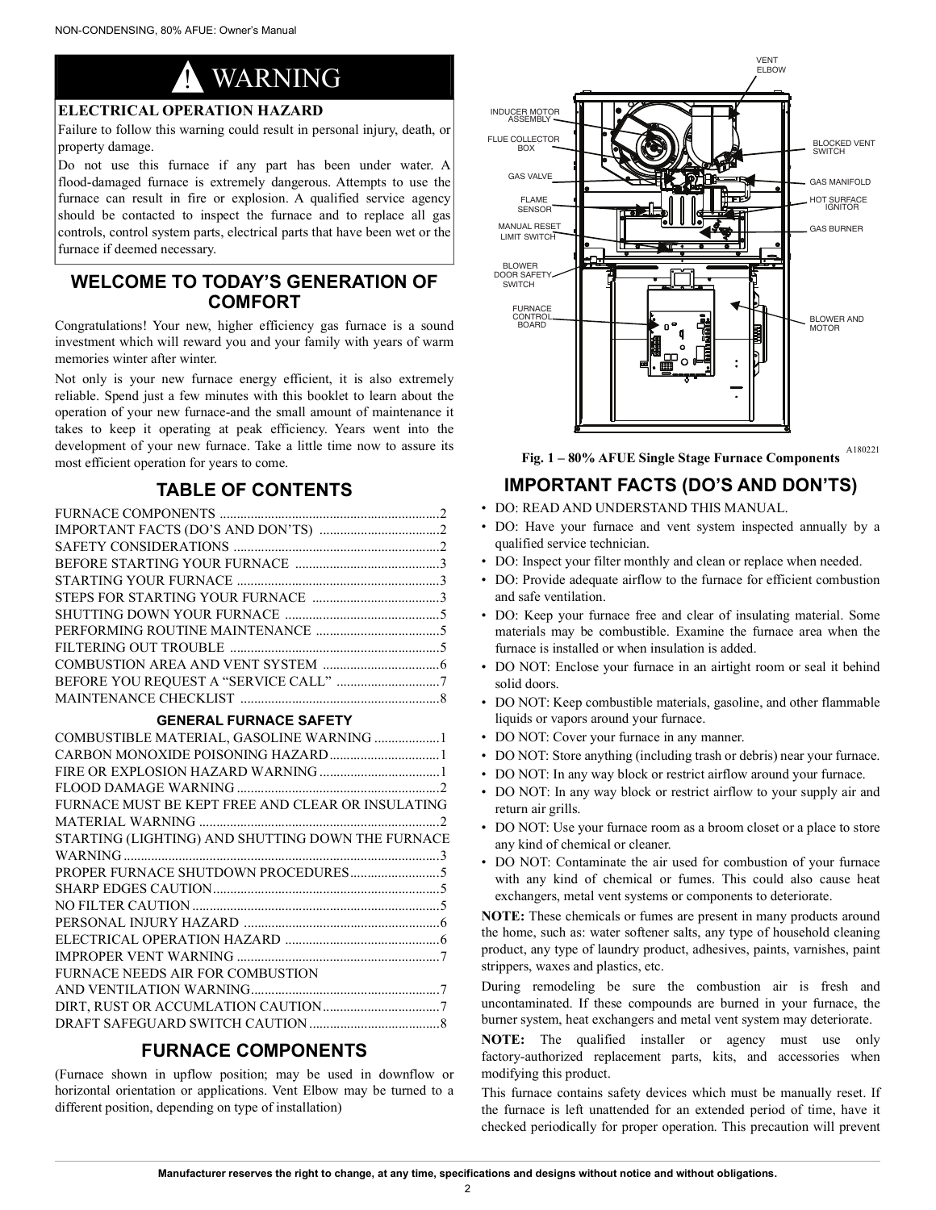# ! WARNING

**ELECTRICAL OPERATION HAZARD**

Failure to follow this warning could result in personal injury, death, or property damage.

Do not use this furnace if any part has been under water. A flood-damaged furnace is extremely dangerous. Attempts to use the furnace can result in fire or explosion. A qualified service agency should be contacted to inspect the furnace and to replace all gas controls, control system parts, electrical parts that have been wet or the furnace if deemed necessary.

## WELCOME TO TODAY'S GENERATION OF COMFORT

Congratulations! Your new, higher efficiency gas furnace is a sound investment which will reward you and your family with years of warm memories winter after winter.

Not only is your new furnace energy efficient, it is also extremely reliable. Spend just a few minutes with this booklet to learn about the operation of your new furnace-and the small amount of maintenance it takes to keep it operating at peak efficiency. Years went into the development of your new furnace. Take a little time now to assure its most efficient operation for years to come.

## TABLE OF CONTENTS

FURNACE COMPONENTS ....... 2
IMPORTANT FACTS (DO'S AND DON'TS) ....... 2
SAFETY CONSIDERATIONS ....... 2
BEFORE STARTING YOUR FURNACE ....... 3
STARTING YOUR FURNACE ....... 3
STEPS FOR STARTING YOUR FURNACE ....... 3
SHUTTING DOWN YOUR FURNACE ....... 5
PERFORMING ROUTINE MAINTENANCE ....... 5
FILTERING OUT TROUBLE ....... 5
COMBUSTION AREA AND VENT SYSTEM ....... 6
BEFORE YOU REQUEST A "SERVICE CALL" ....... 7
MAINTENANCE CHECKLIST ....... 8

**GENERAL FURNACE SAFETY**

COMBUSTIBLE MATERIAL, GASOLINE WARNING ....... 1
CARBON MONOXIDE POISONING HAZARD ....... 1
FIRE OR EXPLOSION HAZARD WARNING ....... 1
FLOOD DAMAGE WARNING ....... 2
FURNACE MUST BE KEPT FREE AND CLEAR OR INSULATING MATERIAL WARNING ....... 2
STARTING (LIGHTING) AND SHUTTING DOWN THE FURNACE WARNING ....... 3
PROPER FURNACE SHUTDOWN PROCEDURES ....... 5
SHARP EDGES CAUTION ....... 5
NO FILTER CAUTION ....... 5
PERSONAL INJURY HAZARD ....... 6
ELECTRICAL OPERATION HAZARD ....... 6
IMPROPER VENT WARNING ....... 7
FURNACE NEEDS AIR FOR COMBUSTION AND VENTILATION WARNING ....... 7
DIRT, RUST OR ACCUMLATION CAUTION ....... 7
DRAFT SAFEGUARD SWITCH CAUTION ....... 8

## FURNACE COMPONENTS

(Furnace shown in upflow position; may be used in downflow or horizontal orientation or applications. Vent Elbow may be turned to a different position, depending on type of installation)

VENT ELBOW
INDUCER MOTOR ASSEMBLY
FLUE COLLECTOR BOX
BLOCKED VENT SWITCH
GAS VALVE
GAS MANIFOLD
FLAME SENSOR
HOT SURFACE IGNITOR
MANUAL RESET LIMIT SWITCH
GAS BURNER
BLOWER DOOR SAFETY SWITCH
FURNACE CONTROL BOARD
BLOWER AND MOTOR

A180221

**Fig. 1 – 80% AFUE Single Stage Furnace Components**

## IMPORTANT FACTS (DO'S AND DON'TS)

- DO: READ AND UNDERSTAND THIS MANUAL.
- DO: Have your furnace and vent system inspected annually by a qualified service technician.
- DO: Inspect your filter monthly and clean or replace when needed.
- DO: Provide adequate airflow to the furnace for efficient combustion and safe ventilation.
- DO: Keep your furnace free and clear of insulating material. Some materials may be combustible. Examine the furnace area when the furnace is installed or when insulation is added.
- DO NOT: Enclose your furnace in an airtight room or seal it behind solid doors.
- DO NOT: Keep combustible materials, gasoline, and other flammable liquids or vapors around your furnace.
- DO NOT: Cover your furnace in any manner.
- DO NOT: Store anything (including trash or debris) near your furnace.
- DO NOT: In any way block or restrict airflow around your furnace.
- DO NOT: In any way block or restrict airflow to your supply air and return air grills.
- DO NOT: Use your furnace room as a broom closet or a place to store any kind of chemical or cleaner.
- DO NOT: Contaminate the air used for combustion of your furnace with any kind of chemical or fumes. This could also cause heat exchangers, metal vent systems or components to deteriorate.

**NOTE:** These chemicals or fumes are present in many products around the home, such as: water softener salts, any type of household cleaning product, any type of laundry product, adhesives, paints, varnishes, paint strippers, waxes and plastics, etc.

During remodeling be sure the combustion air is fresh and uncontaminated. If these compounds are burned in your furnace, the burner system, heat exchangers and metal vent system may deteriorate.

**NOTE:** The qualified installer or agency must use only factory-authorized replacement parts, kits, and accessories when modifying this product.

This furnace contains safety devices which must be manually reset. If the furnace is left unattended for an extended period of time, have it checked periodically for proper operation. This precaution will prevent

**Manufacturer reserves the right to change, at any time, specifications and designs without notice and without obligations.**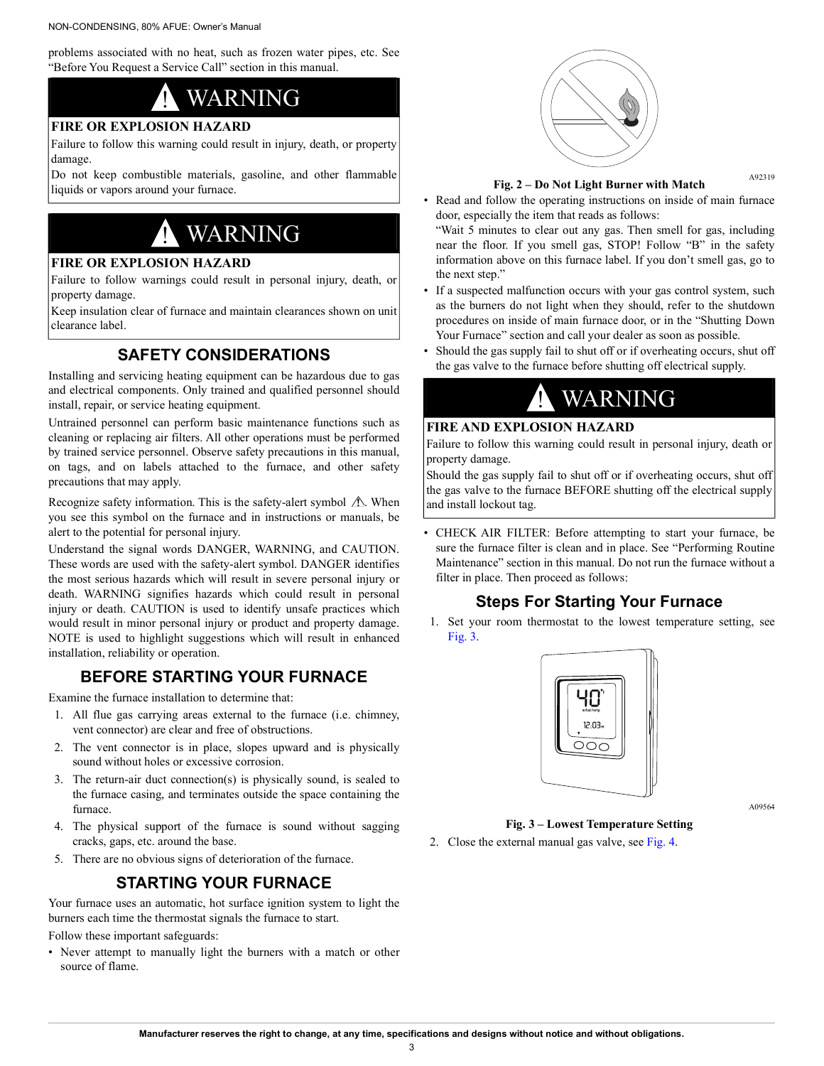problems associated with no heat, such as frozen water pipes, etc. See "Before You Request a Service Call" section in this manual.

**! WARNING**

**FIRE OR EXPLOSION HAZARD**

Failure to follow this warning could result in injury, death, or property damage.

Do not keep combustible materials, gasoline, and other flammable liquids or vapors around your furnace.

**! WARNING**

**FIRE OR EXPLOSION HAZARD**

Failure to follow warnings could result in personal injury, death, or property damage.

Keep insulation clear of furnace and maintain clearances shown on unit clearance label.

## SAFETY CONSIDERATIONS

Installing and servicing heating equipment can be hazardous due to gas and electrical components. Only trained and qualified personnel should install, repair, or service heating equipment.

Untrained personnel can perform basic maintenance functions such as cleaning or replacing air filters. All other operations must be performed by trained service personnel. Observe safety precautions in this manual, on tags, and on labels attached to the furnace, and other safety precautions that may apply.

Recognize safety information. This is the safety-alert symbol ⚠. When you see this symbol on the furnace and in instructions or manuals, be alert to the potential for personal injury.

Understand the signal words DANGER, WARNING, and CAUTION. These words are used with the safety-alert symbol. DANGER identifies the most serious hazards which will result in severe personal injury or death. WARNING signifies hazards which could result in personal injury or death. CAUTION is used to identify unsafe practices which would result in minor personal injury or product and property damage. NOTE is used to highlight suggestions which will result in enhanced installation, reliability or operation.

## BEFORE STARTING YOUR FURNACE

Examine the furnace installation to determine that:

1. All flue gas carrying areas external to the furnace (i.e. chimney, vent connector) are clear and free of obstructions.
2. The vent connector is in place, slopes upward and is physically sound without holes or excessive corrosion.
3. The return-air duct connection(s) is physically sound, is sealed to the furnace casing, and terminates outside the space containing the furnace.
4. The physical support of the furnace is sound without sagging cracks, gaps, etc. around the base.
5. There are no obvious signs of deterioration of the furnace.

## STARTING YOUR FURNACE

Your furnace uses an automatic, hot surface ignition system to light the burners each time the thermostat signals the furnace to start.

Follow these important safeguards:

- Never attempt to manually light the burners with a match or other source of flame.

A92319

**Fig. 2 – Do Not Light Burner with Match**

- Read and follow the operating instructions on inside of main furnace door, especially the item that reads as follows:
  "Wait 5 minutes to clear out any gas. Then smell for gas, including near the floor. If you smell gas, STOP! Follow "B" in the safety information above on this furnace label. If you don't smell gas, go to the next step."
- If a suspected malfunction occurs with your gas control system, such as the burners do not light when they should, refer to the shutdown procedures on inside of main furnace door, or in the "Shutting Down Your Furnace" section and call your dealer as soon as possible.
- Should the gas supply fail to shut off or if overheating occurs, shut off the gas valve to the furnace before shutting off electrical supply.

**! WARNING**

**FIRE AND EXPLOSION HAZARD**

Failure to follow this warning could result in personal injury, death or property damage.

Should the gas supply fail to shut off or if overheating occurs, shut off the gas valve to the furnace BEFORE shutting off the electrical supply and install lockout tag.

- CHECK AIR FILTER: Before attempting to start your furnace, be sure the furnace filter is clean and in place. See "Performing Routine Maintenance" section in this manual. Do not run the furnace without a filter in place. Then proceed as follows:

### Steps For Starting Your Furnace

1. Set your room thermostat to the lowest temperature setting, see Fig. 3.

A09564

**Fig. 3 – Lowest Temperature Setting**

2. Close the external manual gas valve, see Fig. 4.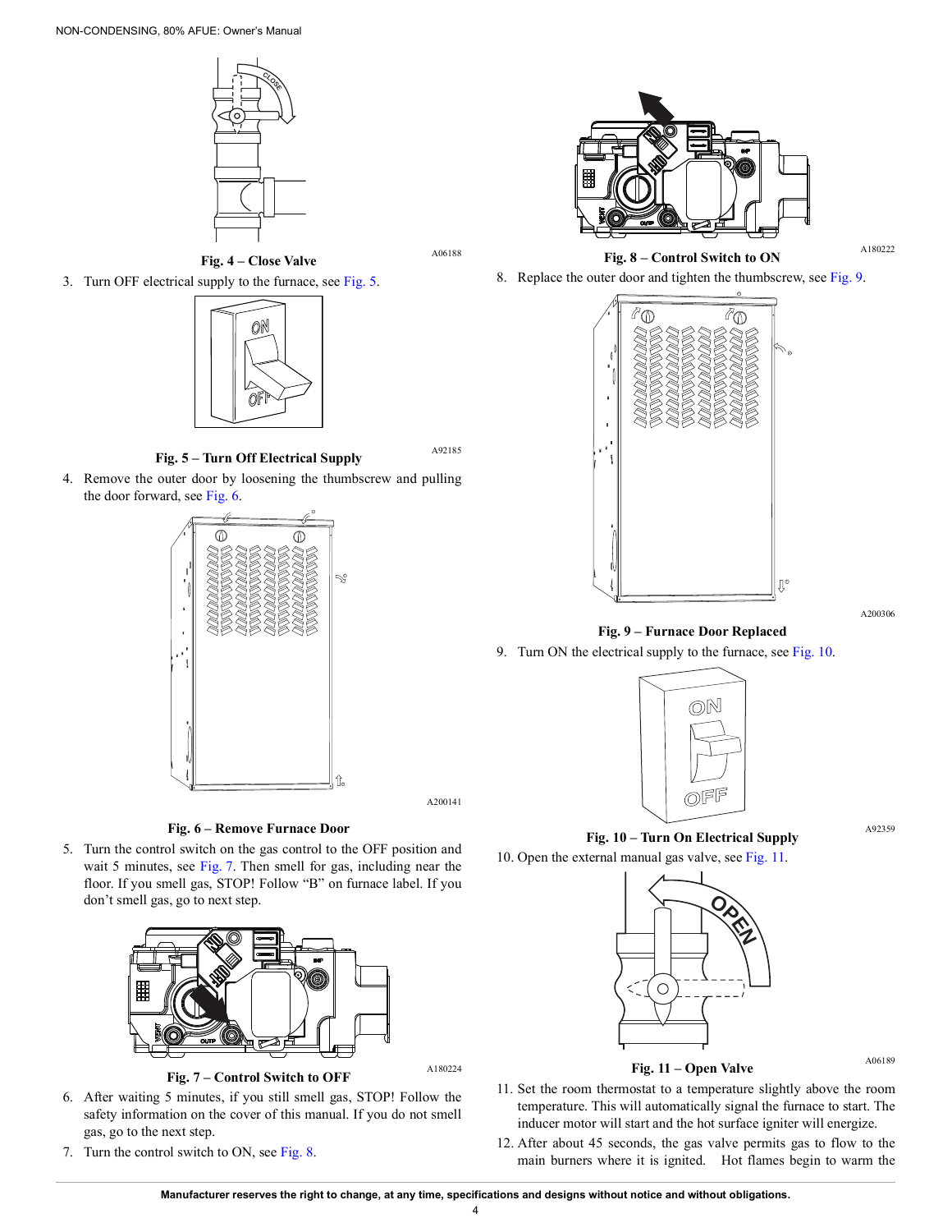Fig. 4 – Close Valve

A06188

3. Turn OFF electrical supply to the furnace, see Fig. 5.

Fig. 5 – Turn Off Electrical Supply

A92185

4. Remove the outer door by loosening the thumbscrew and pulling the door forward, see Fig. 6.

A200141

Fig. 6 – Remove Furnace Door

5. Turn the control switch on the gas control to the OFF position and wait 5 minutes, see Fig. 7. Then smell for gas, including near the floor. If you smell gas, STOP! Follow "B" on furnace label. If you don't smell gas, go to next step.

Fig. 7 – Control Switch to OFF

A180224

6. After waiting 5 minutes, if you still smell gas, STOP! Follow the safety information on the cover of this manual. If you do not smell gas, go to the next step.
7. Turn the control switch to ON, see Fig. 8.

Fig. 8 – Control Switch to ON

A180222

8. Replace the outer door and tighten the thumbscrew, see Fig. 9.

A200306

Fig. 9 – Furnace Door Replaced

9. Turn ON the electrical supply to the furnace, see Fig. 10.

Fig. 10 – Turn On Electrical Supply

A92359

10. Open the external manual gas valve, see Fig. 11.

Fig. 11 – Open Valve

A06189

11. Set the room thermostat to a temperature slightly above the room temperature. This will automatically signal the furnace to start. The inducer motor will start and the hot surface igniter will energize.
12. After about 45 seconds, the gas valve permits gas to flow to the main burners where it is ignited. Hot flames begin to warm the

Manufacturer reserves the right to change, at any time, specifications and designs without notice and without obligations.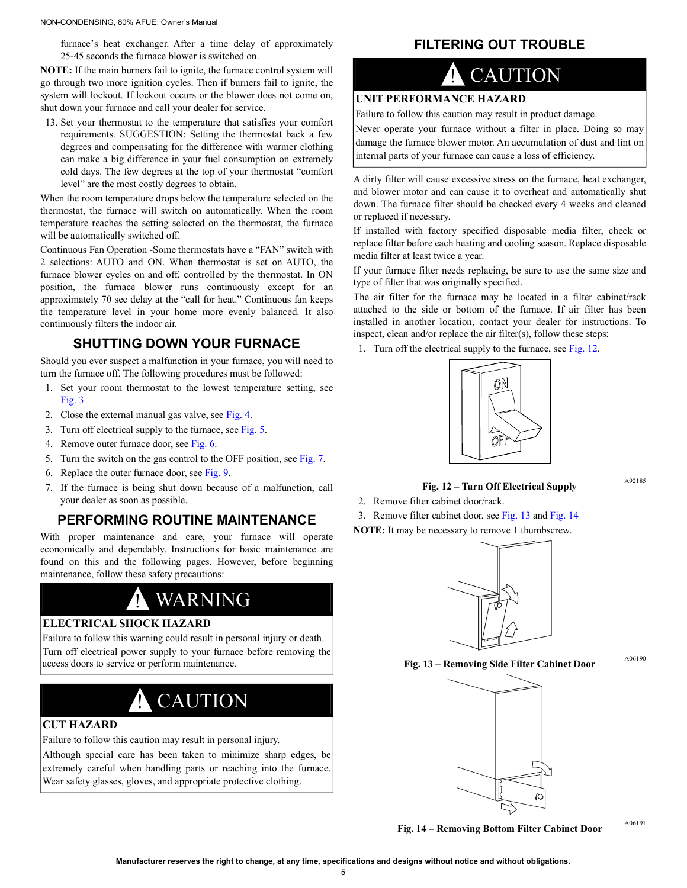furnace's heat exchanger. After a time delay of approximately 25-45 seconds the furnace blower is switched on.

**NOTE:** If the main burners fail to ignite, the furnace control system will go through two more ignition cycles. Then if burners fail to ignite, the system will lockout. If lockout occurs or the blower does not come on, shut down your furnace and call your dealer for service.

13. Set your thermostat to the temperature that satisfies your comfort requirements. SUGGESTION: Setting the thermostat back a few degrees and compensating for the difference with warmer clothing can make a big difference in your fuel consumption on extremely cold days. The few degrees at the top of your thermostat "comfort level" are the most costly degrees to obtain.

When the room temperature drops below the temperature selected on the thermostat, the furnace will switch on automatically. When the room temperature reaches the setting selected on the thermostat, the furnace will be automatically switched off.

Continuous Fan Operation -Some thermostats have a "FAN" switch with 2 selections: AUTO and ON. When thermostat is set on AUTO, the furnace blower cycles on and off, controlled by the thermostat. In ON position, the furnace blower runs continuously except for an approximately 70 sec delay at the "call for heat." Continuous fan keeps the temperature level in your home more evenly balanced. It also continuously filters the indoor air.

## SHUTTING DOWN YOUR FURNACE

Should you ever suspect a malfunction in your furnace, you will need to turn the furnace off. The following procedures must be followed:

1. Set your room thermostat to the lowest temperature setting, see Fig. 3
2. Close the external manual gas valve, see Fig. 4.
3. Turn off electrical supply to the furnace, see Fig. 5.
4. Remove outer furnace door, see Fig. 6.
5. Turn the switch on the gas control to the OFF position, see Fig. 7.
6. Replace the outer furnace door, see Fig. 9.
7. If the furnace is being shut down because of a malfunction, call your dealer as soon as possible.

## PERFORMING ROUTINE MAINTENANCE

With proper maintenance and care, your furnace will operate economically and dependably. Instructions for basic maintenance are found on this and the following pages. However, before beginning maintenance, follow these safety precautions:

**⚠ WARNING**

**ELECTRICAL SHOCK HAZARD**

Failure to follow this warning could result in personal injury or death.

Turn off electrical power supply to your furnace before removing the access doors to service or perform maintenance.

**⚠ CAUTION**

**CUT HAZARD**

Failure to follow this caution may result in personal injury.

Although special care has been taken to minimize sharp edges, be extremely careful when handling parts or reaching into the furnace. Wear safety glasses, gloves, and appropriate protective clothing.

## FILTERING OUT TROUBLE

**⚠ CAUTION**

**UNIT PERFORMANCE HAZARD**

Failure to follow this caution may result in product damage.

Never operate your furnace without a filter in place. Doing so may damage the furnace blower motor. An accumulation of dust and lint on internal parts of your furnace can cause a loss of efficiency.

A dirty filter will cause excessive stress on the furnace, heat exchanger, and blower motor and can cause it to overheat and automatically shut down. The furnace filter should be checked every 4 weeks and cleaned or replaced if necessary.

If installed with factory specified disposable media filter, check or replace filter before each heating and cooling season. Replace disposable media filter at least twice a year.

If your furnace filter needs replacing, be sure to use the same size and type of filter that was originally specified.

The air filter for the furnace may be located in a filter cabinet/rack attached to the side or bottom of the furnace. If air filter has been installed in another location, contact your dealer for instructions. To inspect, clean and/or replace the air filter(s), follow these steps:

1. Turn off the electrical supply to the furnace, see Fig. 12.

**Fig. 12 – Turn Off Electrical Supply**

A92185

2. Remove filter cabinet door/rack.
3. Remove filter cabinet door, see Fig. 13 and Fig. 14

**NOTE:** It may be necessary to remove 1 thumbscrew.

**Fig. 13 – Removing Side Filter Cabinet Door**

A06190

**Fig. 14 – Removing Bottom Filter Cabinet Door**

A06191

**Manufacturer reserves the right to change, at any time, specifications and designs without notice and without obligations.**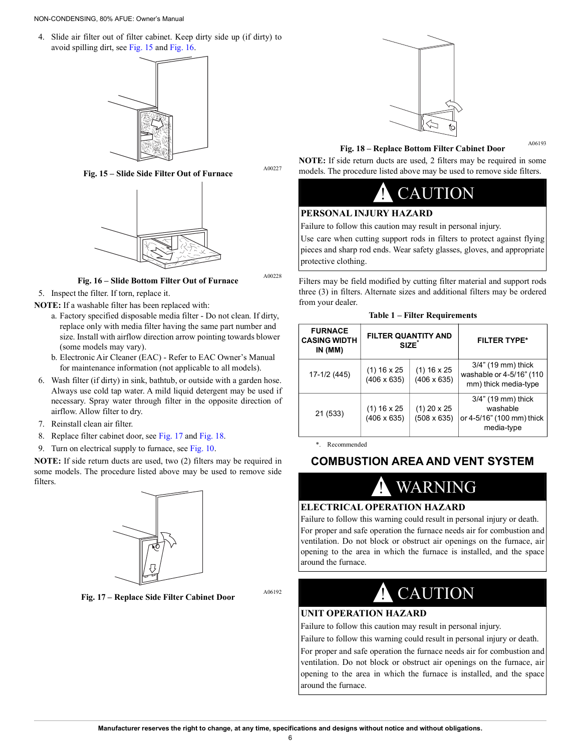4. Slide air filter out of filter cabinet. Keep dirty side up (if dirty) to avoid spilling dirt, see Fig. 15 and Fig. 16.

A00227

**Fig. 15 – Slide Side Filter Out of Furnace**

A00228

**Fig. 16 – Slide Bottom Filter Out of Furnace**

5. Inspect the filter. If torn, replace it.

**NOTE:** If a washable filter has been replaced with:

a. Factory specified disposable media filter - Do not clean. If dirty, replace only with media filter having the same part number and size. Install with airflow direction arrow pointing towards blower (some models may vary).

b. Electronic Air Cleaner (EAC) - Refer to EAC Owner's Manual for maintenance information (not applicable to all models).

6. Wash filter (if dirty) in sink, bathtub, or outside with a garden hose. Always use cold tap water. A mild liquid detergent may be used if necessary. Spray water through filter in the opposite direction of airflow. Allow filter to dry.
7. Reinstall clean air filter.
8. Replace filter cabinet door, see Fig. 17 and Fig. 18.
9. Turn on electrical supply to furnace, see Fig. 10.

**NOTE:** If side return ducts are used, two (2) filters may be required in some models. The procedure listed above may be used to remove side filters.

A06192

**Fig. 17 – Replace Side Filter Cabinet Door**

A06193

**Fig. 18 – Replace Bottom Filter Cabinet Door**

**NOTE:** If side return ducts are used, 2 filters may be required in some models. The procedure listed above may be used to remove side filters.

**! CAUTION**

**PERSONAL INJURY HAZARD**

Failure to follow this caution may result in personal injury.

Use care when cutting support rods in filters to protect against flying pieces and sharp rod ends. Wear safety glasses, gloves, and appropriate protective clothing.

Filters may be field modified by cutting filter material and support rods three (3) in filters. Alternate sizes and additional filters may be ordered from your dealer.

**Table 1 – Filter Requirements**

| FURNACE CASING WIDTH IN (MM) | FILTER QUANTITY AND SIZE* | | FILTER TYPE* |
|---|---|---|---|
| 17-1/2 (445) | (1) 16 x 25 (406 x 635) | (1) 16 x 25 (406 x 635) | 3/4" (19 mm) thick washable or 4-5/16" (110 mm) thick media-type |
| 21 (533) | (1) 16 x 25 (406 x 635) | (1) 20 x 25 (508 x 635) | 3/4" (19 mm) thick washable or 4-5/16" (100 mm) thick media-type |

*. Recommended

## COMBUSTION AREA AND VENT SYSTEM

**! WARNING**

**ELECTRICAL OPERATION HAZARD**

Failure to follow this warning could result in personal injury or death.

For proper and safe operation the furnace needs air for combustion and ventilation. Do not block or obstruct air openings on the furnace, air opening to the area in which the furnace is installed, and the space around the furnace.

**! CAUTION**

**UNIT OPERATION HAZARD**

Failure to follow this caution may result in personal injury.

Failure to follow this warning could result in personal injury or death.

For proper and safe operation the furnace needs air for combustion and ventilation. Do not block or obstruct air openings on the furnace, air opening to the area in which the furnace is installed, and the space around the furnace.

**Manufacturer reserves the right to change, at any time, specifications and designs without notice and without obligations.**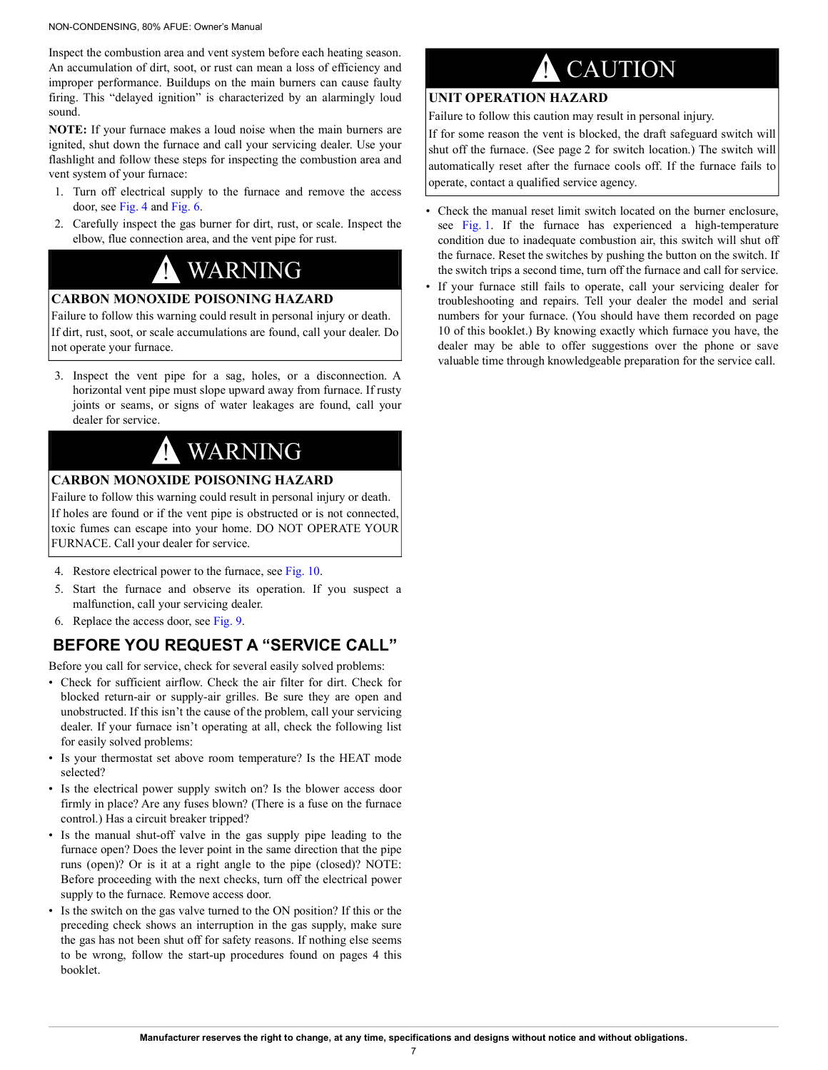Inspect the combustion area and vent system before each heating season. An accumulation of dirt, soot, or rust can mean a loss of efficiency and improper performance. Buildups on the main burners can cause faulty firing. This "delayed ignition" is characterized by an alarmingly loud sound.

**NOTE:** If your furnace makes a loud noise when the main burners are ignited, shut down the furnace and call your servicing dealer. Use your flashlight and follow these steps for inspecting the combustion area and vent system of your furnace:

1. Turn off electrical supply to the furnace and remove the access door, see Fig. 4 and Fig. 6.
2. Carefully inspect the gas burner for dirt, rust, or scale. Inspect the elbow, flue connection area, and the vent pipe for rust.

> **⚠ WARNING**
>
> **CARBON MONOXIDE POISONING HAZARD**
>
> Failure to follow this warning could result in personal injury or death.
>
> If dirt, rust, soot, or scale accumulations are found, call your dealer. Do not operate your furnace.

3. Inspect the vent pipe for a sag, holes, or a disconnection. A horizontal vent pipe must slope upward away from furnace. If rusty joints or seams, or signs of water leakages are found, call your dealer for service.

> **⚠ WARNING**
>
> **CARBON MONOXIDE POISONING HAZARD**
>
> Failure to follow this warning could result in personal injury or death.
>
> If holes are found or if the vent pipe is obstructed or is not connected, toxic fumes can escape into your home. DO NOT OPERATE YOUR FURNACE. Call your dealer for service.

4. Restore electrical power to the furnace, see Fig. 10.
5. Start the furnace and observe its operation. If you suspect a malfunction, call your servicing dealer.
6. Replace the access door, see Fig. 9.

## BEFORE YOU REQUEST A "SERVICE CALL"

Before you call for service, check for several easily solved problems:

- Check for sufficient airflow. Check the air filter for dirt. Check for blocked return-air or supply-air grilles. Be sure they are open and unobstructed. If this isn't the cause of the problem, call your servicing dealer. If your furnace isn't operating at all, check the following list for easily solved problems:
- Is your thermostat set above room temperature? Is the HEAT mode selected?
- Is the electrical power supply switch on? Is the blower access door firmly in place? Are any fuses blown? (There is a fuse on the furnace control.) Has a circuit breaker tripped?
- Is the manual shut-off valve in the gas supply pipe leading to the furnace open? Does the lever point in the same direction that the pipe runs (open)? Or is it at a right angle to the pipe (closed)? NOTE: Before proceeding with the next checks, turn off the electrical power supply to the furnace. Remove access door.
- Is the switch on the gas valve turned to the ON position? If this or the preceding check shows an interruption in the gas supply, make sure the gas has not been shut off for safety reasons. If nothing else seems to be wrong, follow the start-up procedures found on pages 4 this booklet.

> **⚠ CAUTION**
>
> **UNIT OPERATION HAZARD**
>
> Failure to follow this caution may result in personal injury.
>
> If for some reason the vent is blocked, the draft safeguard switch will shut off the furnace. (See page 2 for switch location.) The switch will automatically reset after the furnace cools off. If the furnace fails to operate, contact a qualified service agency.

- Check the manual reset limit switch located on the burner enclosure, see Fig. 1. If the furnace has experienced a high-temperature condition due to inadequate combustion air, this switch will shut off the furnace. Reset the switches by pushing the button on the switch. If the switch trips a second time, turn off the furnace and call for service.
- If your furnace still fails to operate, call your servicing dealer for troubleshooting and repairs. Tell your dealer the model and serial numbers for your furnace. (You should have them recorded on page 10 of this booklet.) By knowing exactly which furnace you have, the dealer may be able to offer suggestions over the phone or save valuable time through knowledgeable preparation for the service call.

**Manufacturer reserves the right to change, at any time, specifications and designs without notice and without obligations.**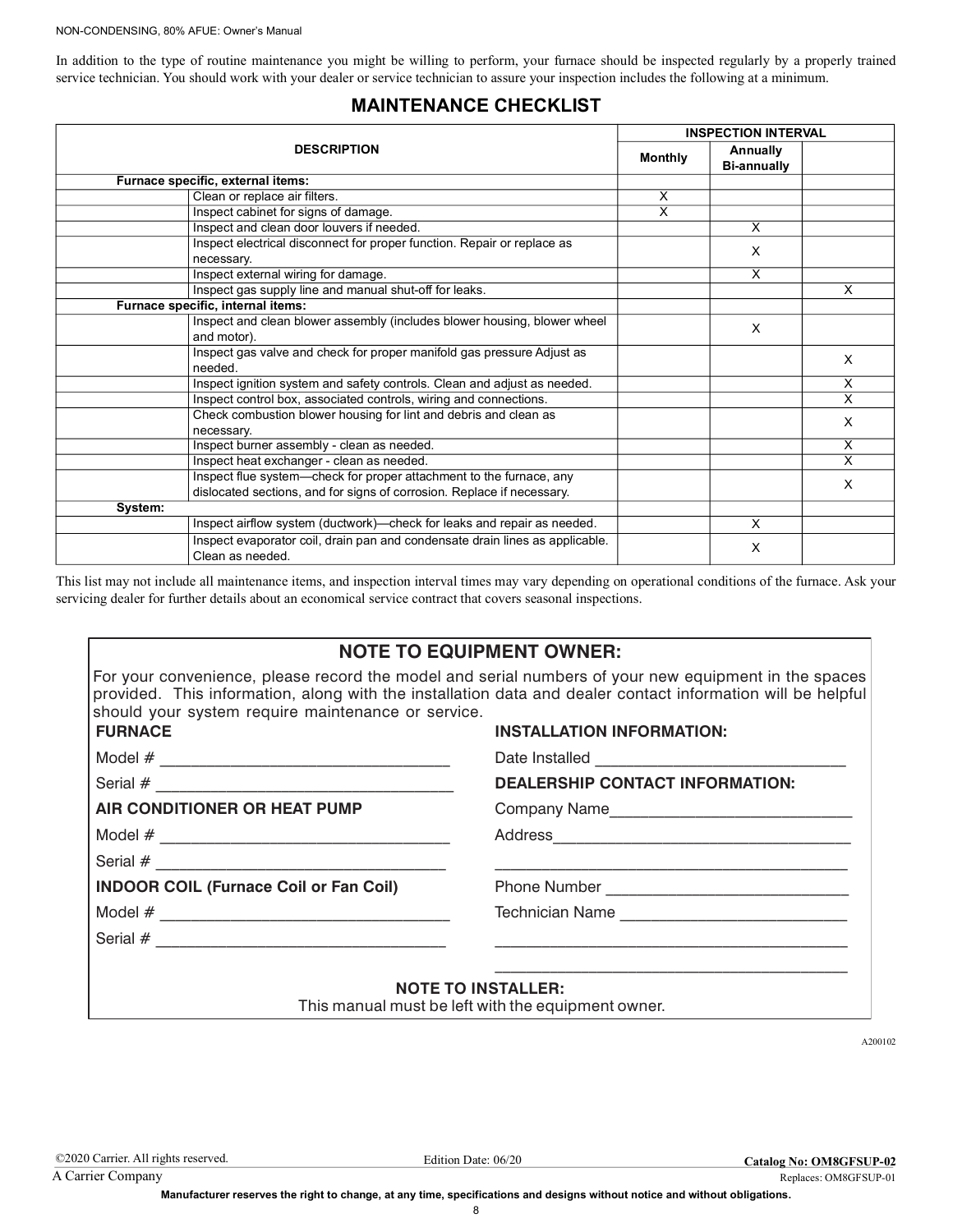In addition to the type of routine maintenance you might be willing to perform, your furnace should be inspected regularly by a properly trained service technician. You should work with your dealer or service technician to assure your inspection includes the following at a minimum.

## MAINTENANCE CHECKLIST

| DESCRIPTION | | INSPECTION INTERVAL | | |
|---|---|---|---|---|
| | | Monthly | Annually | Bi-annually |
| **Furnace specific, external items:** | | | | |
| | Clean or replace air filters. | X | | |
| | Inspect cabinet for signs of damage. | X | | |
| | Inspect and clean door louvers if needed. | | X | |
| | Inspect electrical disconnect for proper function. Repair or replace as necessary. | | X | |
| | Inspect external wiring for damage. | | X | |
| | Inspect gas supply line and manual shut-off for leaks. | | | X |
| **Furnace specific, internal items:** | | | | |
| | Inspect and clean blower assembly (includes blower housing, blower wheel and motor). | | X | |
| | Inspect gas valve and check for proper manifold gas pressure Adjust as needed. | | | X |
| | Inspect ignition system and safety controls. Clean and adjust as needed. | | | X |
| | Inspect control box, associated controls, wiring and connections. | | | X |
| | Check combustion blower housing for lint and debris and clean as necessary. | | | X |
| | Inspect burner assembly - clean as needed. | | | X |
| | Inspect heat exchanger - clean as needed. | | | X |
| | Inspect flue system—check for proper attachment to the furnace, any dislocated sections, and for signs of corrosion. Replace if necessary. | | | X |
| **System:** | | | | |
| | Inspect airflow system (ductwork)—check for leaks and repair as needed. | | X | |
| | Inspect evaporator coil, drain pan and condensate drain lines as applicable. Clean as needed. | | X | |

This list may not include all maintenance items, and inspection interval times may vary depending on operational conditions of the furnace. Ask your servicing dealer for further details about an economical service contract that covers seasonal inspections.

## NOTE TO EQUIPMENT OWNER:

For your convenience, please record the model and serial numbers of your new equipment in the spaces provided. This information, along with the installation data and dealer contact information will be helpful should your system require maintenance or service.

**FURNACE**

Model # ______________________________

Serial # ______________________________

**AIR CONDITIONER OR HEAT PUMP**

Model # ______________________________

Serial # ______________________________

**INDOOR COIL (Furnace Coil or Fan Coil)**

Model # ______________________________

Serial # ______________________________

**INSTALLATION INFORMATION:**

Date Installed ______________________________

**DEALERSHIP CONTACT INFORMATION:**

Company Name______________________________

Address______________________________

______________________________

Phone Number ______________________________

Technician Name ______________________________

______________________________

______________________________

**NOTE TO INSTALLER:**

This manual must be left with the equipment owner.

A200102

©2020 Carrier. All rights reserved.

A Carrier Company

Edition Date: 06/20

**Catalog No: OM8GFSUP-02**

Replaces: OM8GFSUP-01

**Manufacturer reserves the right to change, at any time, specifications and designs without notice and without obligations.**